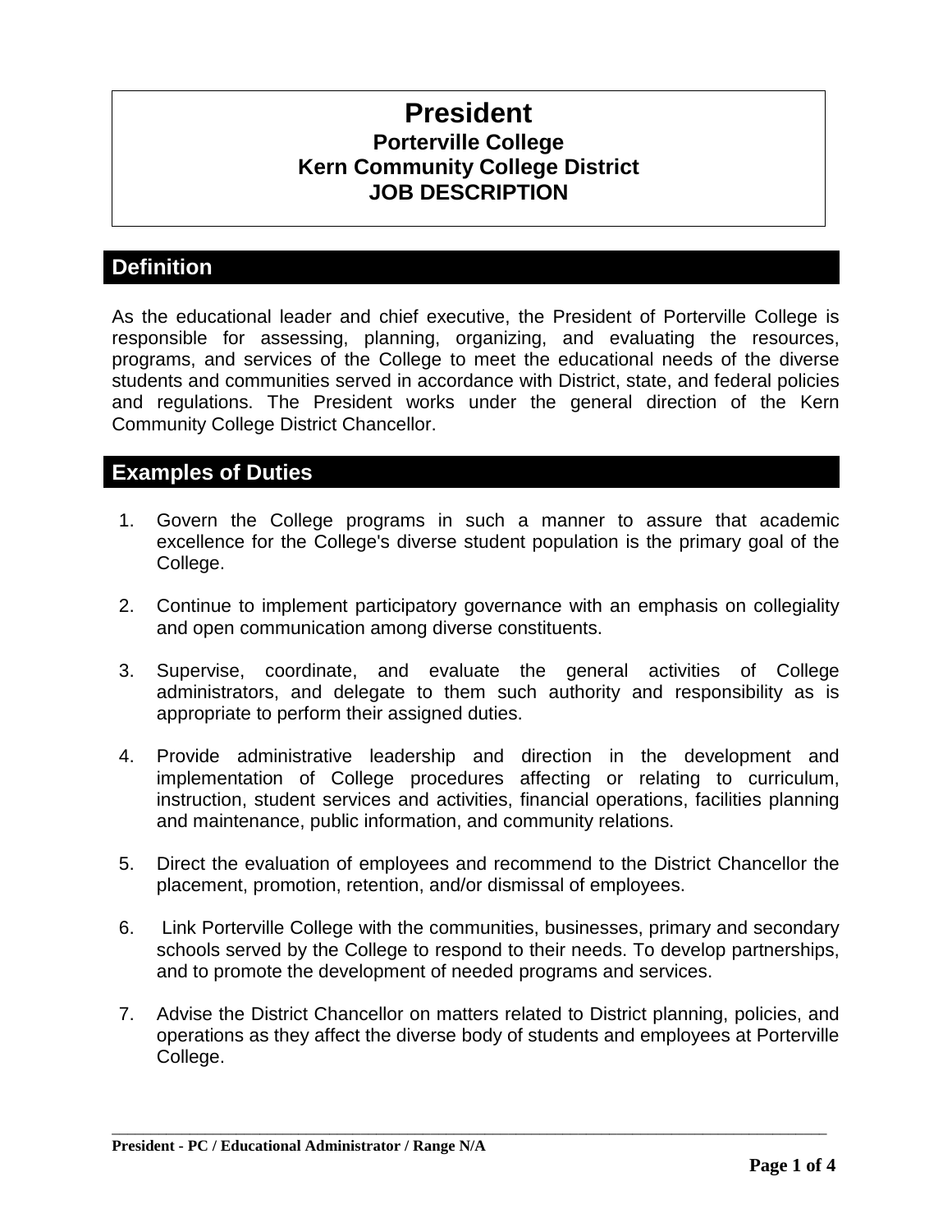# President
## Porterville College
## Kern Community College District
## JOB DESCRIPTION

## Definition

As the educational leader and chief executive, the President of Porterville College is responsible for assessing, planning, organizing, and evaluating the resources, programs, and services of the College to meet the educational needs of the diverse students and communities served in accordance with District, state, and federal policies and regulations. The President works under the general direction of the Kern Community College District Chancellor.

## Examples of Duties

1. Govern the College programs in such a manner to assure that academic excellence for the College's diverse student population is the primary goal of the College.

2. Continue to implement participatory governance with an emphasis on collegiality and open communication among diverse constituents.

3. Supervise, coordinate, and evaluate the general activities of College administrators, and delegate to them such authority and responsibility as is appropriate to perform their assigned duties.

4. Provide administrative leadership and direction in the development and implementation of College procedures affecting or relating to curriculum, instruction, student services and activities, financial operations, facilities planning and maintenance, public information, and community relations.

5. Direct the evaluation of employees and recommend to the District Chancellor the placement, promotion, retention, and/or dismissal of employees.

6. Link Porterville College with the communities, businesses, primary and secondary schools served by the College to respond to their needs. To develop partnerships, and to promote the development of needed programs and services.

7. Advise the District Chancellor on matters related to District planning, policies, and operations as they affect the diverse body of students and employees at Porterville College.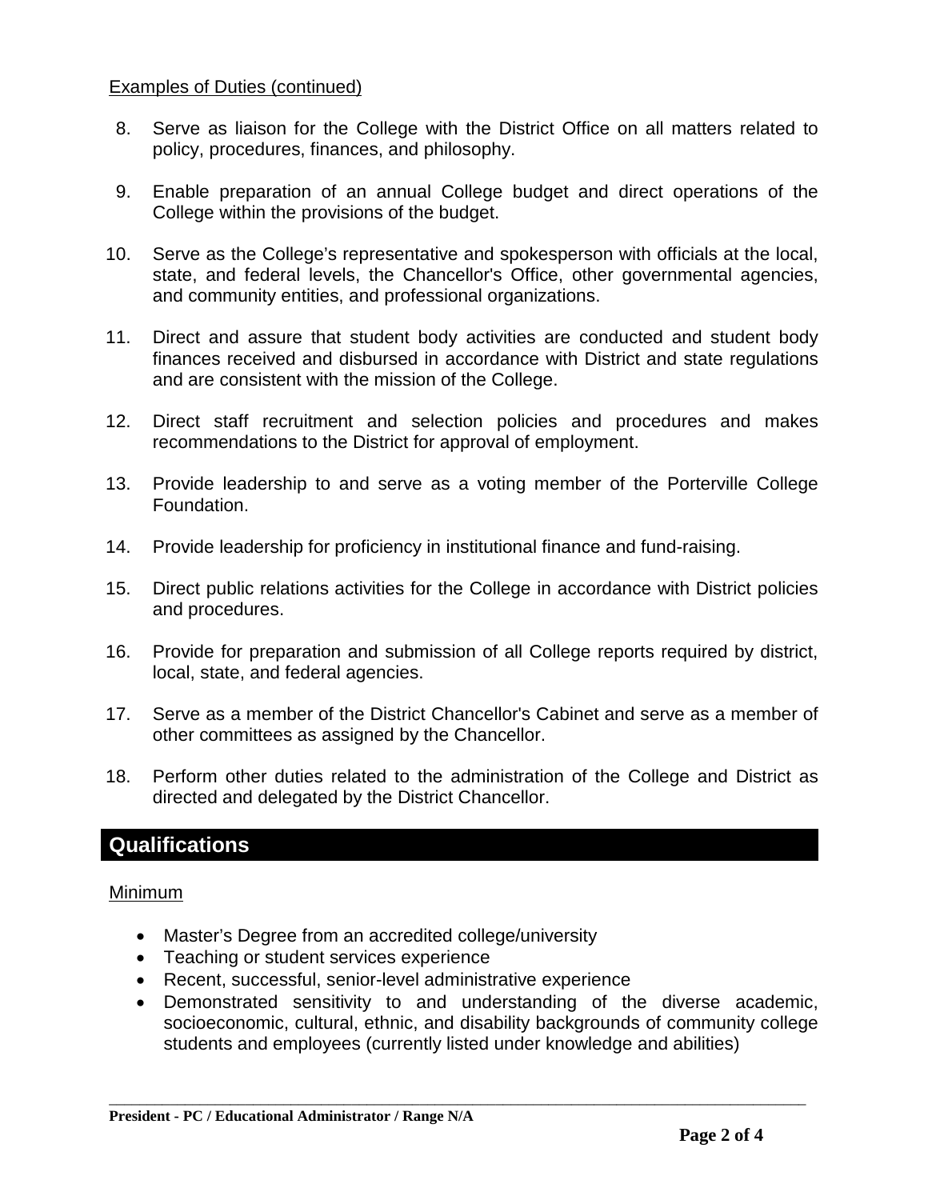Examples of Duties (continued)

8. Serve as liaison for the College with the District Office on all matters related to policy, procedures, finances, and philosophy.

9. Enable preparation of an annual College budget and direct operations of the College within the provisions of the budget.

10. Serve as the College's representative and spokesperson with officials at the local, state, and federal levels, the Chancellor's Office, other governmental agencies, and community entities, and professional organizations.

11. Direct and assure that student body activities are conducted and student body finances received and disbursed in accordance with District and state regulations and are consistent with the mission of the College.

12. Direct staff recruitment and selection policies and procedures and makes recommendations to the District for approval of employment.

13. Provide leadership to and serve as a voting member of the Porterville College Foundation.

14. Provide leadership for proficiency in institutional finance and fund-raising.

15. Direct public relations activities for the College in accordance with District policies and procedures.

16. Provide for preparation and submission of all College reports required by district, local, state, and federal agencies.

17. Serve as a member of the District Chancellor's Cabinet and serve as a member of other committees as assigned by the Chancellor.

18. Perform other duties related to the administration of the College and District as directed and delegated by the District Chancellor.

## Qualifications

Minimum

- Master's Degree from an accredited college/university
- Teaching or student services experience
- Recent, successful, senior-level administrative experience
- Demonstrated sensitivity to and understanding of the diverse academic, socioeconomic, cultural, ethnic, and disability backgrounds of community college students and employees (currently listed under knowledge and abilities)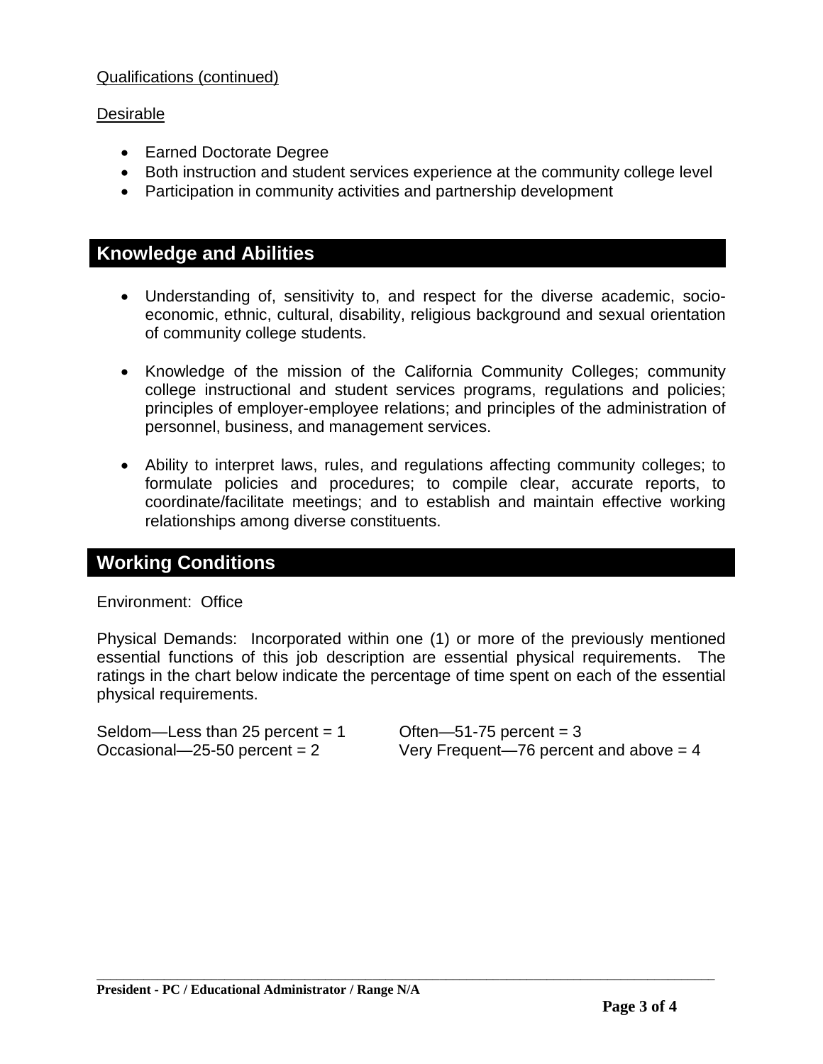Qualifications (continued)

Desirable

- Earned Doctorate Degree
- Both instruction and student services experience at the community college level
- Participation in community activities and partnership development

## Knowledge and Abilities

- Understanding of, sensitivity to, and respect for the diverse academic, socio-economic, ethnic, cultural, disability, religious background and sexual orientation of community college students.
- Knowledge of the mission of the California Community Colleges; community college instructional and student services programs, regulations and policies; principles of employer-employee relations; and principles of the administration of personnel, business, and management services.
- Ability to interpret laws, rules, and regulations affecting community colleges; to formulate policies and procedures; to compile clear, accurate reports, to coordinate/facilitate meetings; and to establish and maintain effective working relationships among diverse constituents.

## Working Conditions

Environment: Office

Physical Demands: Incorporated within one (1) or more of the previously mentioned essential functions of this job description are essential physical requirements. The ratings in the chart below indicate the percentage of time spent on each of the essential physical requirements.

Seldom—Less than 25 percent = 1
Occasional—25-50 percent = 2
Often—51-75 percent = 3
Very Frequent—76 percent and above = 4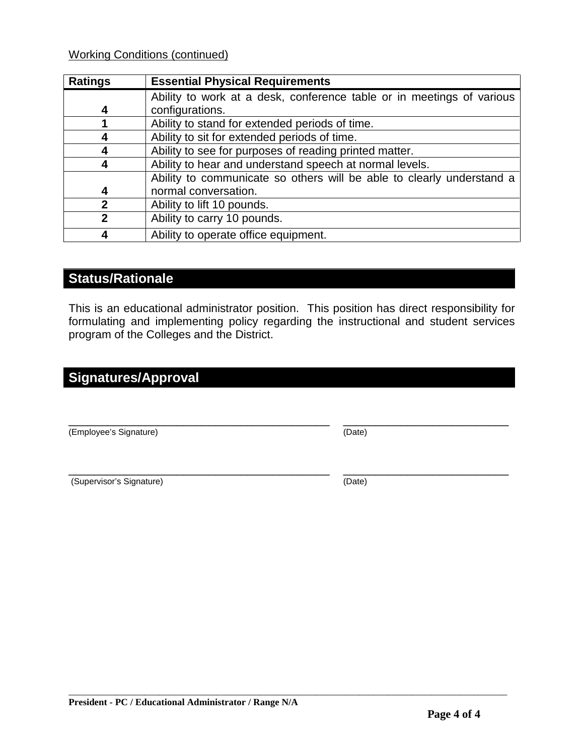Working Conditions (continued)

| Ratings | Essential Physical Requirements |
|---|---|
| 4 | Ability to work at a desk, conference table or in meetings of various configurations. |
| 1 | Ability to stand for extended periods of time. |
| 4 | Ability to sit for extended periods of time. |
| 4 | Ability to see for purposes of reading printed matter. |
| 4 | Ability to hear and understand speech at normal levels. |
| 4 | Ability to communicate so others will be able to clearly understand a normal conversation. |
| 2 | Ability to lift 10 pounds. |
| 2 | Ability to carry 10 pounds. |
| 4 | Ability to operate office equipment. |

## Status/Rationale

This is an educational administrator position. This position has direct responsibility for formulating and implementing policy regarding the instructional and student services program of the Colleges and the District.

## Signatures/Approval

_______________________________________________ ______________________________
(Employee's Signature) (Date)

_______________________________________________ ______________________________
(Supervisor's Signature) (Date)

**President - PC / Educational Administrator / Range N/A**